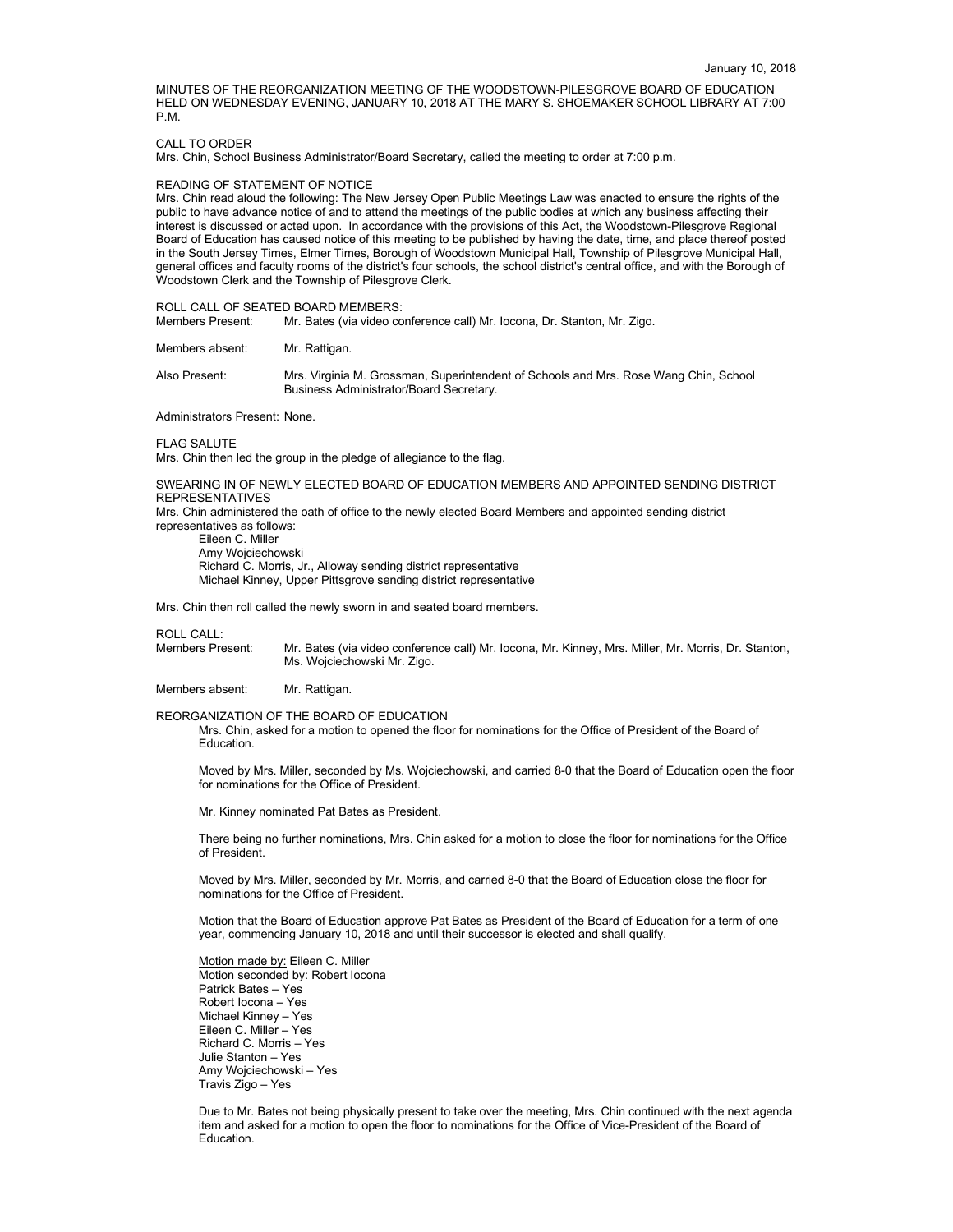January 10, 2018

MINUTES OF THE REORGANIZATION MEETING OF THE WOODSTOWN-PILESGROVE BOARD OF EDUCATION HELD ON WEDNESDAY EVENING, JANUARY 10, 2018 AT THE MARY S. SHOEMAKER SCHOOL LIBRARY AT 7:00 P.M.

CALL TO ORDER

Mrs. Chin, School Business Administrator/Board Secretary, called the meeting to order at 7:00 p.m.

READING OF STATEMENT OF NOTICE

Mrs. Chin read aloud the following: The New Jersey Open Public Meetings Law was enacted to ensure the rights of the public to have advance notice of and to attend the meetings of the public bodies at which any business affecting their interest is discussed or acted upon. In accordance with the provisions of this Act, the Woodstown-Pilesgrove Regional Board of Education has caused notice of this meeting to be published by having the date, time, and place thereof posted in the South Jersey Times, Elmer Times, Borough of Woodstown Municipal Hall, Township of Pilesgrove Municipal Hall, general offices and faculty rooms of the district's four schools, the school district's central office, and with the Borough of Woodstown Clerk and the Township of Pilesgrove Clerk.

ROLL CALL OF SEATED BOARD MEMBERS:

Members Present: Mr. Bates (via video conference call) Mr. Iocona, Dr. Stanton, Mr. Zigo.

Members absent: Mr. Rattigan.

Also Present: Mrs. Virginia M. Grossman, Superintendent of Schools and Mrs. Rose Wang Chin, School Business Administrator/Board Secretary.

Administrators Present: None.

FLAG SALUTE

Mrs. Chin then led the group in the pledge of allegiance to the flag.

SWEARING IN OF NEWLY ELECTED BOARD OF EDUCATION MEMBERS AND APPOINTED SENDING DISTRICT REPRESENTATIVES

Mrs. Chin administered the oath of office to the newly elected Board Members and appointed sending district representatives as follows:

Eileen C. Miller
Amy Wojciechowski
Richard C. Morris, Jr., Alloway sending district representative
Michael Kinney, Upper Pittsgrove sending district representative

Mrs. Chin then roll called the newly sworn in and seated board members.

ROLL CALL:

Members Present: Mr. Bates (via video conference call) Mr. Iocona, Mr. Kinney, Mrs. Miller, Mr. Morris, Dr. Stanton, Ms. Wojciechowski Mr. Zigo.

Members absent: Mr. Rattigan.

REORGANIZATION OF THE BOARD OF EDUCATION

Mrs. Chin, asked for a motion to opened the floor for nominations for the Office of President of the Board of Education.

Moved by Mrs. Miller, seconded by Ms. Wojciechowski, and carried 8-0 that the Board of Education open the floor for nominations for the Office of President.

Mr. Kinney nominated Pat Bates as President.

There being no further nominations, Mrs. Chin asked for a motion to close the floor for nominations for the Office of President.

Moved by Mrs. Miller, seconded by Mr. Morris, and carried 8-0 that the Board of Education close the floor for nominations for the Office of President.

Motion that the Board of Education approve Pat Bates as President of the Board of Education for a term of one year, commencing January 10, 2018 and until their successor is elected and shall qualify.

Motion made by: Eileen C. Miller
Motion seconded by: Robert Iocona
Patrick Bates – Yes
Robert Iocona – Yes
Michael Kinney – Yes
Eileen C. Miller – Yes
Richard C. Morris – Yes
Julie Stanton – Yes
Amy Wojciechowski – Yes
Travis Zigo – Yes

Due to Mr. Bates not being physically present to take over the meeting, Mrs. Chin continued with the next agenda item and asked for a motion to open the floor to nominations for the Office of Vice-President of the Board of Education.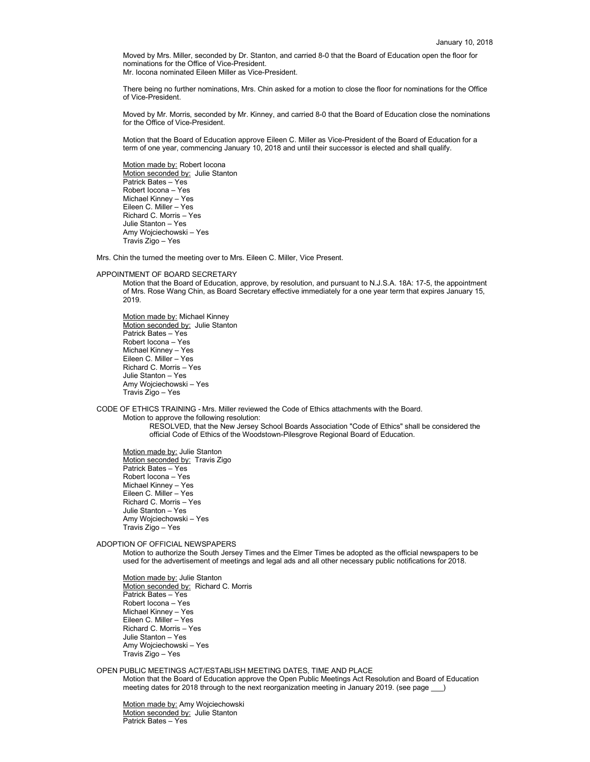Moved by Mrs. Miller, seconded by Dr. Stanton, and carried 8-0 that the Board of Education open the floor for nominations for the Office of Vice-President.
Mr. Iocona nominated Eileen Miller as Vice-President.

There being no further nominations, Mrs. Chin asked for a motion to close the floor for nominations for the Office of Vice-President.

Moved by Mr. Morris, seconded by Mr. Kinney, and carried 8-0 that the Board of Education close the nominations for the Office of Vice-President.

Motion that the Board of Education approve Eileen C. Miller as Vice-President of the Board of Education for a term of one year, commencing January 10, 2018 and until their successor is elected and shall qualify.

Motion made by: Robert Iocona
Motion seconded by: Julie Stanton
Patrick Bates – Yes
Robert Iocona – Yes
Michael Kinney – Yes
Eileen C. Miller – Yes
Richard C. Morris – Yes
Julie Stanton – Yes
Amy Wojciechowski – Yes
Travis Zigo – Yes

Mrs. Chin the turned the meeting over to Mrs. Eileen C. Miller, Vice Present.

APPOINTMENT OF BOARD SECRETARY

Motion that the Board of Education, approve, by resolution, and pursuant to N.J.S.A. 18A: 17-5, the appointment of Mrs. Rose Wang Chin, as Board Secretary effective immediately for a one year term that expires January 15, 2019.

Motion made by: Michael Kinney
Motion seconded by: Julie Stanton
Patrick Bates – Yes
Robert Iocona – Yes
Michael Kinney – Yes
Eileen C. Miller – Yes
Richard C. Morris – Yes
Julie Stanton – Yes
Amy Wojciechowski – Yes
Travis Zigo – Yes

CODE OF ETHICS TRAINING - Mrs. Miller reviewed the Code of Ethics attachments with the Board.

Motion to approve the following resolution:

RESOLVED, that the New Jersey School Boards Association "Code of Ethics" shall be considered the official Code of Ethics of the Woodstown-Pilesgrove Regional Board of Education.

Motion made by: Julie Stanton
Motion seconded by: Travis Zigo
Patrick Bates – Yes
Robert Iocona – Yes
Michael Kinney – Yes
Eileen C. Miller – Yes
Richard C. Morris – Yes
Julie Stanton – Yes
Amy Wojciechowski – Yes
Travis Zigo – Yes

ADOPTION OF OFFICIAL NEWSPAPERS

Motion to authorize the South Jersey Times and the Elmer Times be adopted as the official newspapers to be used for the advertisement of meetings and legal ads and all other necessary public notifications for 2018.

Motion made by: Julie Stanton
Motion seconded by: Richard C. Morris
Patrick Bates – Yes
Robert Iocona – Yes
Michael Kinney – Yes
Eileen C. Miller – Yes
Richard C. Morris – Yes
Julie Stanton – Yes
Amy Wojciechowski – Yes
Travis Zigo – Yes

OPEN PUBLIC MEETINGS ACT/ESTABLISH MEETING DATES, TIME AND PLACE

Motion that the Board of Education approve the Open Public Meetings Act Resolution and Board of Education meeting dates for 2018 through to the next reorganization meeting in January 2019. (see page ___)

Motion made by: Amy Wojciechowski
Motion seconded by: Julie Stanton
Patrick Bates – Yes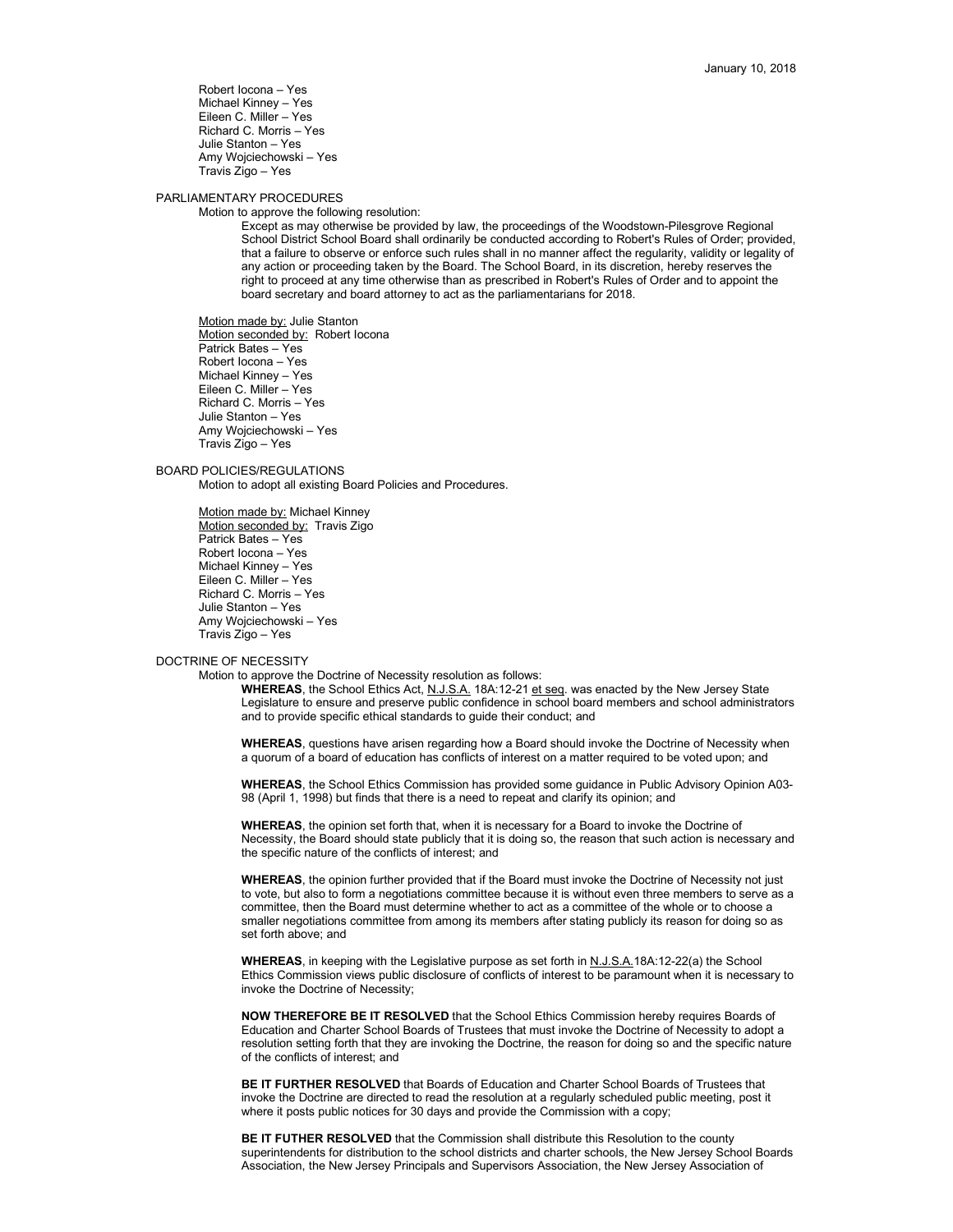Robert Iocona – Yes
Michael Kinney – Yes
Eileen C. Miller – Yes
Richard C. Morris – Yes
Julie Stanton – Yes
Amy Wojciechowski – Yes
Travis Zigo – Yes

PARLIAMENTARY PROCEDURES

Motion to approve the following resolution:

Except as may otherwise be provided by law, the proceedings of the Woodstown-Pilesgrove Regional School District School Board shall ordinarily be conducted according to Robert's Rules of Order; provided, that a failure to observe or enforce such rules shall in no manner affect the regularity, validity or legality of any action or proceeding taken by the Board. The School Board, in its discretion, hereby reserves the right to proceed at any time otherwise than as prescribed in Robert's Rules of Order and to appoint the board secretary and board attorney to act as the parliamentarians for 2018.

Motion made by: Julie Stanton
Motion seconded by: Robert Iocona
Patrick Bates – Yes
Robert Iocona – Yes
Michael Kinney – Yes
Eileen C. Miller – Yes
Richard C. Morris – Yes
Julie Stanton – Yes
Amy Wojciechowski – Yes
Travis Zigo – Yes

BOARD POLICIES/REGULATIONS

Motion to adopt all existing Board Policies and Procedures.

Motion made by: Michael Kinney
Motion seconded by: Travis Zigo
Patrick Bates – Yes
Robert Iocona – Yes
Michael Kinney – Yes
Eileen C. Miller – Yes
Richard C. Morris – Yes
Julie Stanton – Yes
Amy Wojciechowski – Yes
Travis Zigo – Yes

DOCTRINE OF NECESSITY

Motion to approve the Doctrine of Necessity resolution as follows:

**WHEREAS**, the School Ethics Act, N.J.S.A. 18A:12-21 et seq. was enacted by the New Jersey State Legislature to ensure and preserve public confidence in school board members and school administrators and to provide specific ethical standards to guide their conduct; and

**WHEREAS**, questions have arisen regarding how a Board should invoke the Doctrine of Necessity when a quorum of a board of education has conflicts of interest on a matter required to be voted upon; and

**WHEREAS**, the School Ethics Commission has provided some guidance in Public Advisory Opinion A03-98 (April 1, 1998) but finds that there is a need to repeat and clarify its opinion; and

**WHEREAS**, the opinion set forth that, when it is necessary for a Board to invoke the Doctrine of Necessity, the Board should state publicly that it is doing so, the reason that such action is necessary and the specific nature of the conflicts of interest; and

**WHEREAS**, the opinion further provided that if the Board must invoke the Doctrine of Necessity not just to vote, but also to form a negotiations committee because it is without even three members to serve as a committee, then the Board must determine whether to act as a committee of the whole or to choose a smaller negotiations committee from among its members after stating publicly its reason for doing so as set forth above; and

**WHEREAS**, in keeping with the Legislative purpose as set forth in N.J.S.A.18A:12-22(a) the School Ethics Commission views public disclosure of conflicts of interest to be paramount when it is necessary to invoke the Doctrine of Necessity;

**NOW THEREFORE BE IT RESOLVED** that the School Ethics Commission hereby requires Boards of Education and Charter School Boards of Trustees that must invoke the Doctrine of Necessity to adopt a resolution setting forth that they are invoking the Doctrine, the reason for doing so and the specific nature of the conflicts of interest; and

**BE IT FURTHER RESOLVED** that Boards of Education and Charter School Boards of Trustees that invoke the Doctrine are directed to read the resolution at a regularly scheduled public meeting, post it where it posts public notices for 30 days and provide the Commission with a copy;

**BE IT FUTHER RESOLVED** that the Commission shall distribute this Resolution to the county superintendents for distribution to the school districts and charter schools, the New Jersey School Boards Association, the New Jersey Principals and Supervisors Association, the New Jersey Association of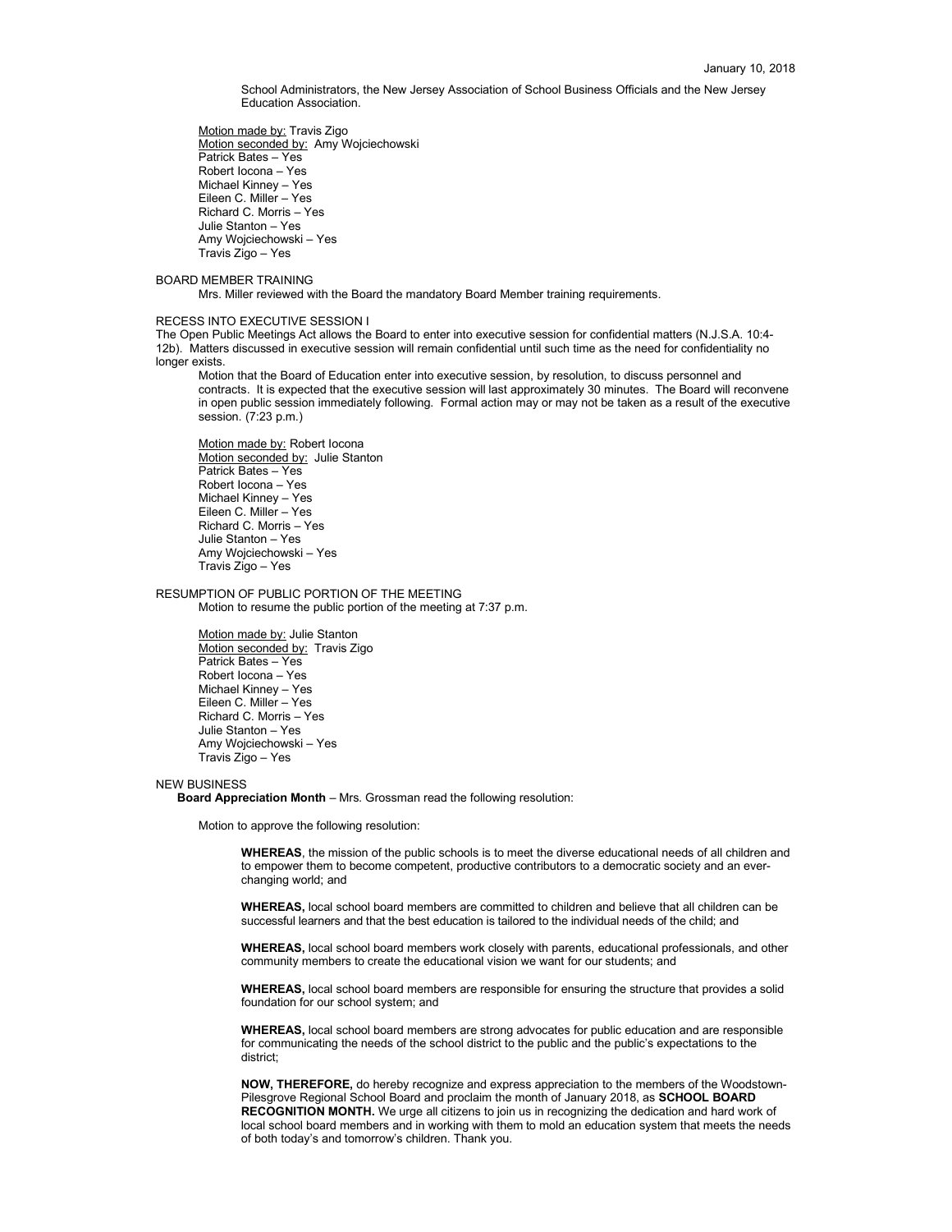School Administrators, the New Jersey Association of School Business Officials and the New Jersey Education Association.

Motion made by: Travis Zigo
Motion seconded by: Amy Wojciechowski
Patrick Bates – Yes
Robert Iocona – Yes
Michael Kinney – Yes
Eileen C. Miller – Yes
Richard C. Morris – Yes
Julie Stanton – Yes
Amy Wojciechowski – Yes
Travis Zigo – Yes

BOARD MEMBER TRAINING

Mrs. Miller reviewed with the Board the mandatory Board Member training requirements.

RECESS INTO EXECUTIVE SESSION I

The Open Public Meetings Act allows the Board to enter into executive session for confidential matters (N.J.S.A. 10:4-12b). Matters discussed in executive session will remain confidential until such time as the need for confidentiality no longer exists.

Motion that the Board of Education enter into executive session, by resolution, to discuss personnel and contracts. It is expected that the executive session will last approximately 30 minutes. The Board will reconvene in open public session immediately following. Formal action may or may not be taken as a result of the executive session. (7:23 p.m.)

Motion made by: Robert Iocona
Motion seconded by: Julie Stanton
Patrick Bates – Yes
Robert Iocona – Yes
Michael Kinney – Yes
Eileen C. Miller – Yes
Richard C. Morris – Yes
Julie Stanton – Yes
Amy Wojciechowski – Yes
Travis Zigo – Yes

RESUMPTION OF PUBLIC PORTION OF THE MEETING

Motion to resume the public portion of the meeting at 7:37 p.m.

Motion made by: Julie Stanton
Motion seconded by: Travis Zigo
Patrick Bates – Yes
Robert Iocona – Yes
Michael Kinney – Yes
Eileen C. Miller – Yes
Richard C. Morris – Yes
Julie Stanton – Yes
Amy Wojciechowski – Yes
Travis Zigo – Yes

NEW BUSINESS

**Board Appreciation Month** – Mrs. Grossman read the following resolution:

Motion to approve the following resolution:

**WHEREAS**, the mission of the public schools is to meet the diverse educational needs of all children and to empower them to become competent, productive contributors to a democratic society and an ever-changing world; and

**WHEREAS,** local school board members are committed to children and believe that all children can be successful learners and that the best education is tailored to the individual needs of the child; and

**WHEREAS,** local school board members work closely with parents, educational professionals, and other community members to create the educational vision we want for our students; and

**WHEREAS,** local school board members are responsible for ensuring the structure that provides a solid foundation for our school system; and

**WHEREAS,** local school board members are strong advocates for public education and are responsible for communicating the needs of the school district to the public and the public's expectations to the district;

**NOW, THEREFORE,** do hereby recognize and express appreciation to the members of the Woodstown-Pilesgrove Regional School Board and proclaim the month of January 2018, as **SCHOOL BOARD RECOGNITION MONTH.** We urge all citizens to join us in recognizing the dedication and hard work of local school board members and in working with them to mold an education system that meets the needs of both today's and tomorrow's children. Thank you.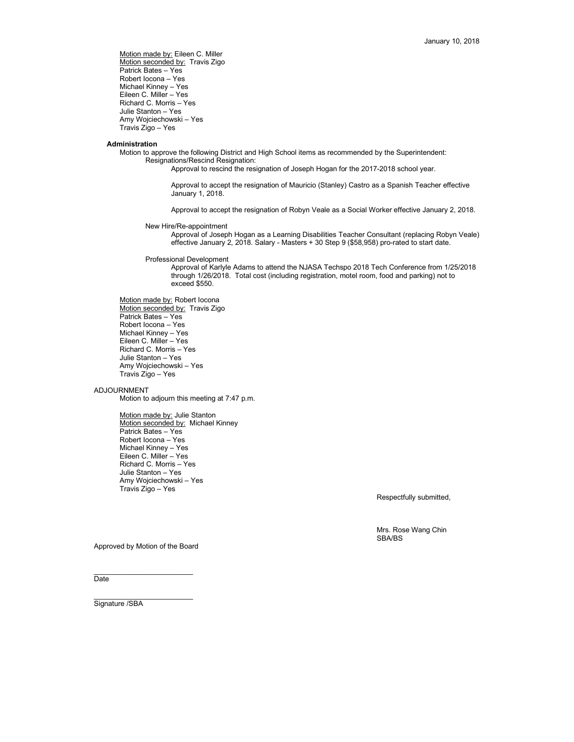January 10, 2018

Motion made by: Eileen C. Miller
Motion seconded by: Travis Zigo
Patrick Bates – Yes
Robert Iocona – Yes
Michael Kinney – Yes
Eileen C. Miller – Yes
Richard C. Morris – Yes
Julie Stanton – Yes
Amy Wojciechowski – Yes
Travis Zigo – Yes

**Administration**

Motion to approve the following District and High School items as recommended by the Superintendent:

Resignations/Rescind Resignation:

Approval to rescind the resignation of Joseph Hogan for the 2017-2018 school year.

Approval to accept the resignation of Mauricio (Stanley) Castro as a Spanish Teacher effective January 1, 2018.

Approval to accept the resignation of Robyn Veale as a Social Worker effective January 2, 2018.

New Hire/Re-appointment

Approval of Joseph Hogan as a Learning Disabilities Teacher Consultant (replacing Robyn Veale) effective January 2, 2018. Salary - Masters + 30 Step 9 ($58,958) pro-rated to start date.

Professional Development

Approval of Karlyle Adams to attend the NJASA Techspo 2018 Tech Conference from 1/25/2018 through 1/26/2018. Total cost (including registration, motel room, food and parking) not to exceed $550.

Motion made by: Robert Iocona
Motion seconded by: Travis Zigo
Patrick Bates – Yes
Robert Iocona – Yes
Michael Kinney – Yes
Eileen C. Miller – Yes
Richard C. Morris – Yes
Julie Stanton – Yes
Amy Wojciechowski – Yes
Travis Zigo – Yes

ADJOURNMENT

Motion to adjourn this meeting at 7:47 p.m.

Motion made by: Julie Stanton
Motion seconded by: Michael Kinney
Patrick Bates – Yes
Robert Iocona – Yes
Michael Kinney – Yes
Eileen C. Miller – Yes
Richard C. Morris – Yes
Julie Stanton – Yes
Amy Wojciechowski – Yes
Travis Zigo – Yes

Respectfully submitted,

Mrs. Rose Wang Chin
SBA/BS

Approved by Motion of the Board

\_\_\_\_\_\_\_\_\_\_\_\_\_\_\_\_\_\_\_\_\_\_\_\_\_
Date

\_\_\_\_\_\_\_\_\_\_\_\_\_\_\_\_\_\_\_\_\_\_\_\_\_
Signature /SBA